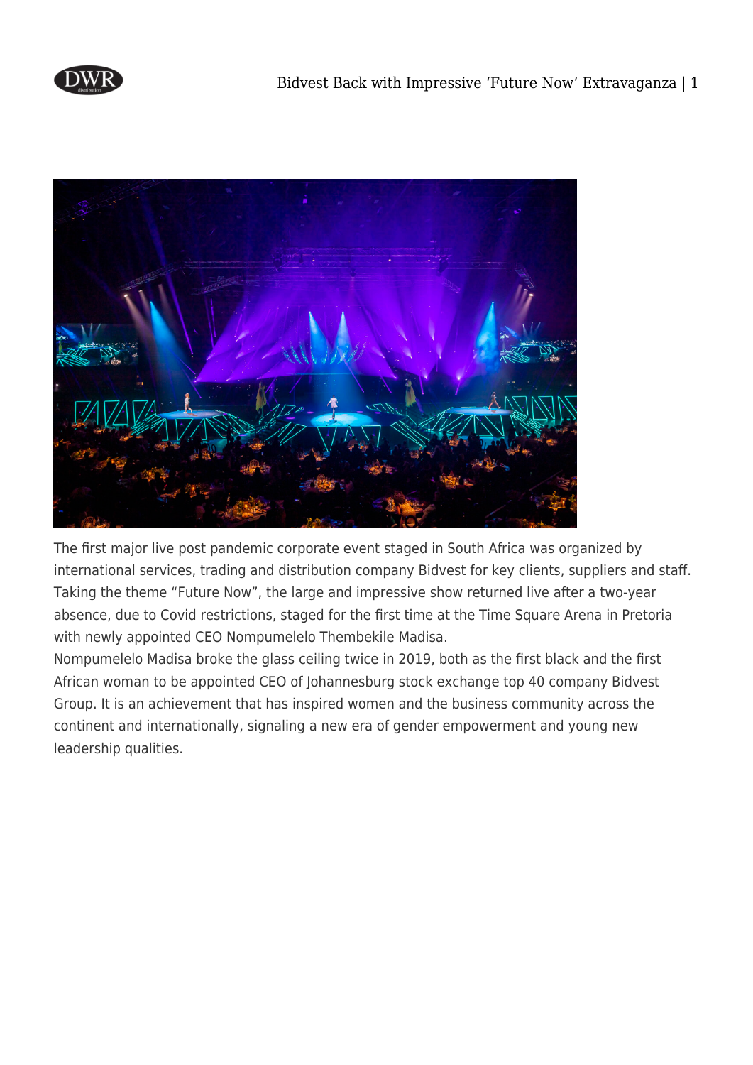The first major live post pandemic corporate event staged in South Africa was organized by international services, trading and distribution company Bidvest for key clients, suppliers and staff. Taking the theme "Future Now", the large and impressive show returned live after a two-year absence, due to Covid restrictions, staged for the first time at the Time Square Arena in Pretoria with newly appointed CEO Nompumelelo Thembekile Madisa.

Nompumelelo Madisa broke the glass ceiling twice in 2019, both as the first black and the first African woman to be appointed CEO of Johannesburg stock exchange top 40 company Bidvest Group. It is an achievement that has inspired women and the business community across the continent and internationally, signaling a new era of gender empowerment and young new leadership qualities.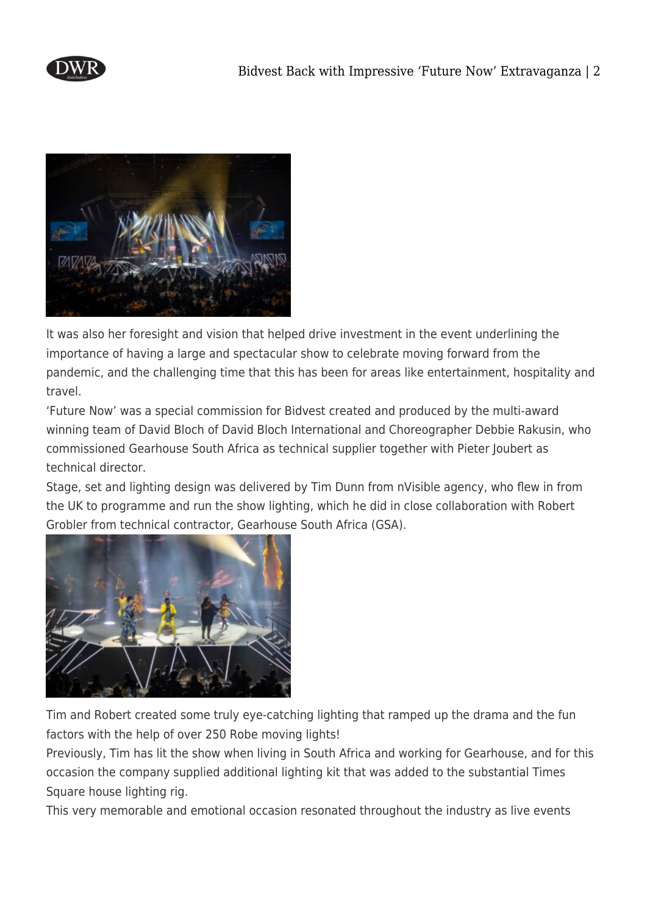It was also her foresight and vision that helped drive investment in the event underlining the importance of having a large and spectacular show to celebrate moving forward from the pandemic, and the challenging time that this has been for areas like entertainment, hospitality and travel.

'Future Now' was a special commission for Bidvest created and produced by the multi-award winning team of David Bloch of David Bloch International and Choreographer Debbie Rakusin, who commissioned Gearhouse South Africa as technical supplier together with Pieter Joubert as technical director.

Stage, set and lighting design was delivered by Tim Dunn from nVisible agency, who flew in from the UK to programme and run the show lighting, which he did in close collaboration with Robert Grobler from technical contractor, Gearhouse South Africa (GSA).

Tim and Robert created some truly eye-catching lighting that ramped up the drama and the fun factors with the help of over 250 Robe moving lights!

Previously, Tim has lit the show when living in South Africa and working for Gearhouse, and for this occasion the company supplied additional lighting kit that was added to the substantial Times Square house lighting rig.

This very memorable and emotional occasion resonated throughout the industry as live events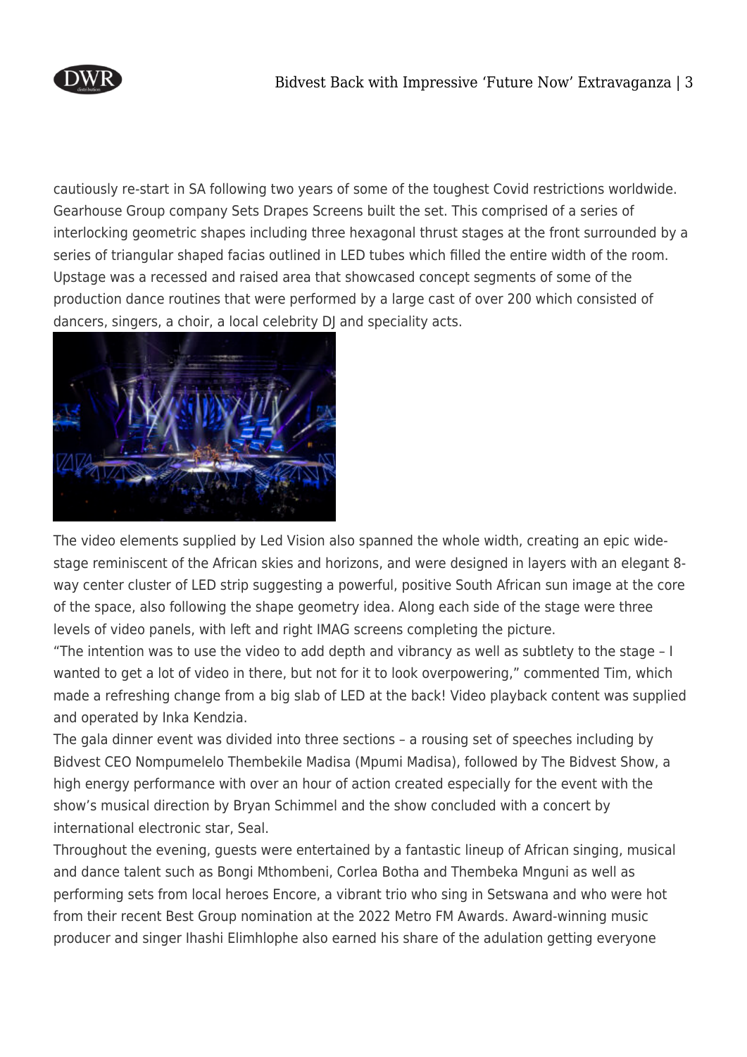cautiously re-start in SA following two years of some of the toughest Covid restrictions worldwide. Gearhouse Group company Sets Drapes Screens built the set. This comprised of a series of interlocking geometric shapes including three hexagonal thrust stages at the front surrounded by a series of triangular shaped facias outlined in LED tubes which filled the entire width of the room. Upstage was a recessed and raised area that showcased concept segments of some of the production dance routines that were performed by a large cast of over 200 which consisted of dancers, singers, a choir, a local celebrity DJ and speciality acts.

The video elements supplied by Led Vision also spanned the whole width, creating an epic wide-stage reminiscent of the African skies and horizons, and were designed in layers with an elegant 8-way center cluster of LED strip suggesting a powerful, positive South African sun image at the core of the space, also following the shape geometry idea. Along each side of the stage were three levels of video panels, with left and right IMAG screens completing the picture.

"The intention was to use the video to add depth and vibrancy as well as subtlety to the stage – I wanted to get a lot of video in there, but not for it to look overpowering," commented Tim, which made a refreshing change from a big slab of LED at the back! Video playback content was supplied and operated by Inka Kendzia.

The gala dinner event was divided into three sections – a rousing set of speeches including by Bidvest CEO Nompumelelo Thembekile Madisa (Mpumi Madisa), followed by The Bidvest Show, a high energy performance with over an hour of action created especially for the event with the show's musical direction by Bryan Schimmel and the show concluded with a concert by international electronic star, Seal.

Throughout the evening, guests were entertained by a fantastic lineup of African singing, musical and dance talent such as Bongi Mthombeni, Corlea Botha and Thembeka Mnguni as well as performing sets from local heroes Encore, a vibrant trio who sing in Setswana and who were hot from their recent Best Group nomination at the 2022 Metro FM Awards. Award-winning music producer and singer Ihashi Elimhlophe also earned his share of the adulation getting everyone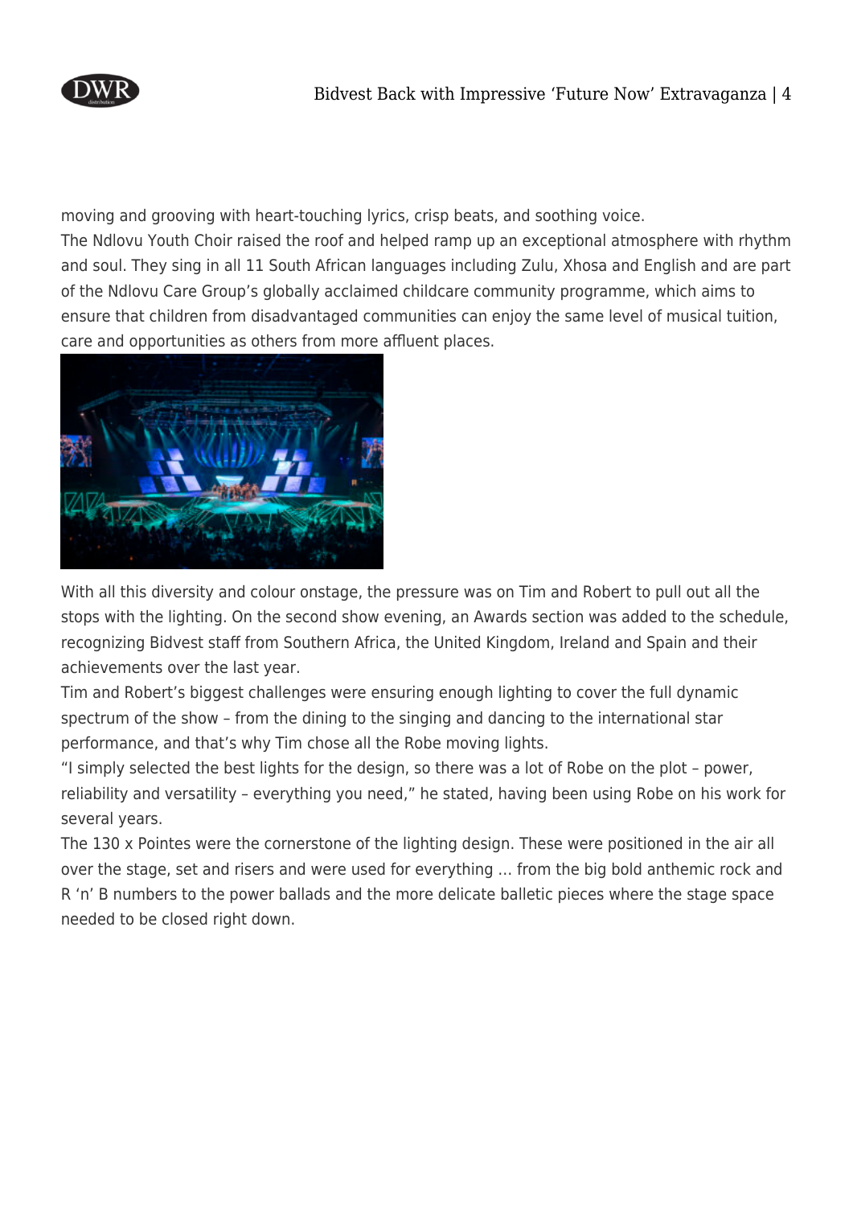moving and grooving with heart-touching lyrics, crisp beats, and soothing voice.

The Ndlovu Youth Choir raised the roof and helped ramp up an exceptional atmosphere with rhythm and soul. They sing in all 11 South African languages including Zulu, Xhosa and English and are part of the Ndlovu Care Group's globally acclaimed childcare community programme, which aims to ensure that children from disadvantaged communities can enjoy the same level of musical tuition, care and opportunities as others from more affluent places.

With all this diversity and colour onstage, the pressure was on Tim and Robert to pull out all the stops with the lighting. On the second show evening, an Awards section was added to the schedule, recognizing Bidvest staff from Southern Africa, the United Kingdom, Ireland and Spain and their achievements over the last year.

Tim and Robert's biggest challenges were ensuring enough lighting to cover the full dynamic spectrum of the show – from the dining to the singing and dancing to the international star performance, and that's why Tim chose all the Robe moving lights.

"I simply selected the best lights for the design, so there was a lot of Robe on the plot – power, reliability and versatility – everything you need," he stated, having been using Robe on his work for several years.

The 130 x Pointes were the cornerstone of the lighting design. These were positioned in the air all over the stage, set and risers and were used for everything … from the big bold anthemic rock and R 'n' B numbers to the power ballads and the more delicate balletic pieces where the stage space needed to be closed right down.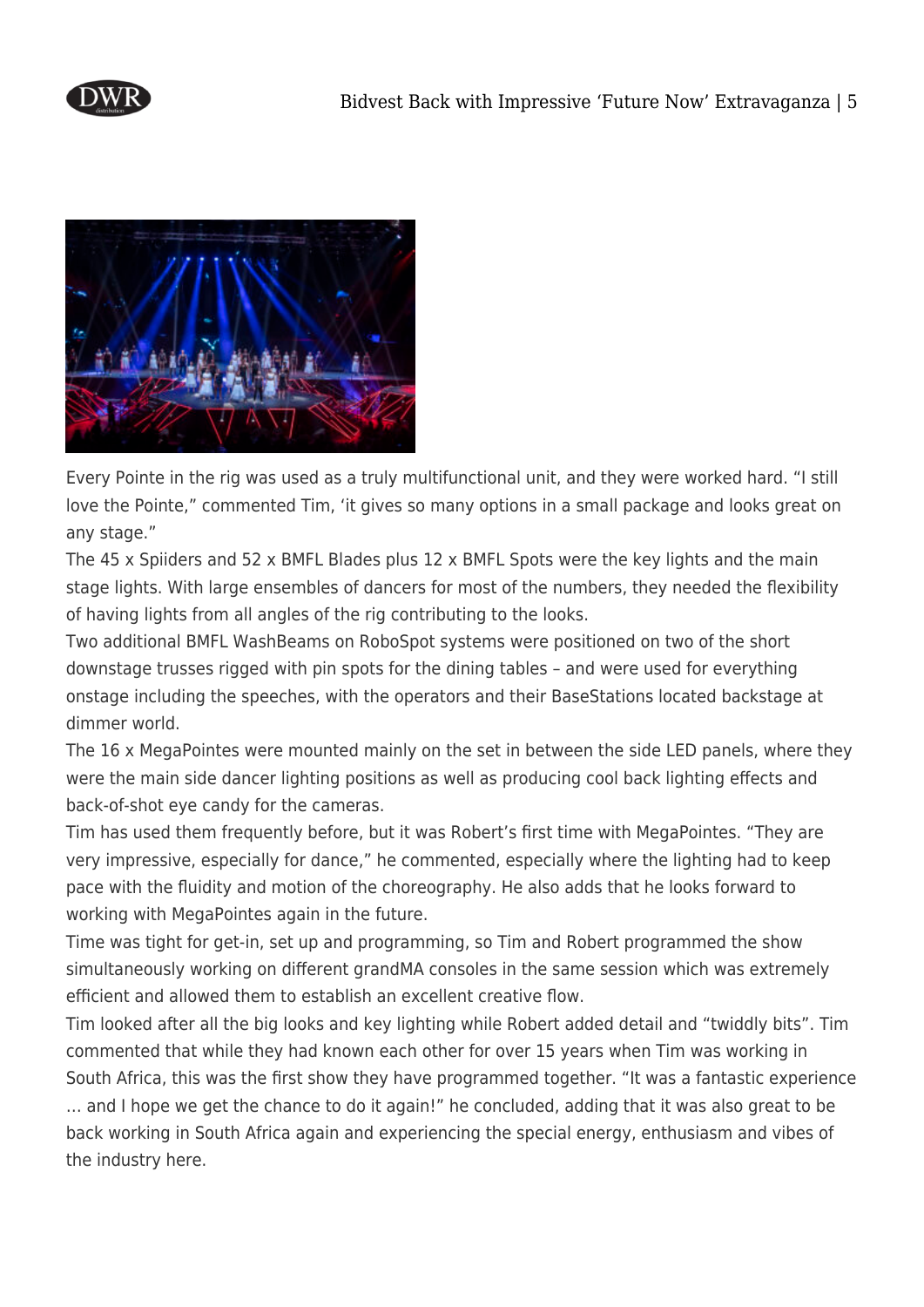Every Pointe in the rig was used as a truly multifunctional unit, and they were worked hard. "I still love the Pointe," commented Tim, 'it gives so many options in a small package and looks great on any stage."

The 45 x Spiiders and 52 x BMFL Blades plus 12 x BMFL Spots were the key lights and the main stage lights. With large ensembles of dancers for most of the numbers, they needed the flexibility of having lights from all angles of the rig contributing to the looks.

Two additional BMFL WashBeams on RoboSpot systems were positioned on two of the short downstage trusses rigged with pin spots for the dining tables – and were used for everything onstage including the speeches, with the operators and their BaseStations located backstage at dimmer world.

The 16 x MegaPointes were mounted mainly on the set in between the side LED panels, where they were the main side dancer lighting positions as well as producing cool back lighting effects and back-of-shot eye candy for the cameras.

Tim has used them frequently before, but it was Robert's first time with MegaPointes. "They are very impressive, especially for dance," he commented, especially where the lighting had to keep pace with the fluidity and motion of the choreography. He also adds that he looks forward to working with MegaPointes again in the future.

Time was tight for get-in, set up and programming, so Tim and Robert programmed the show simultaneously working on different grandMA consoles in the same session which was extremely efficient and allowed them to establish an excellent creative flow.

Tim looked after all the big looks and key lighting while Robert added detail and "twiddly bits". Tim commented that while they had known each other for over 15 years when Tim was working in South Africa, this was the first show they have programmed together. "It was a fantastic experience … and I hope we get the chance to do it again!" he concluded, adding that it was also great to be back working in South Africa again and experiencing the special energy, enthusiasm and vibes of the industry here.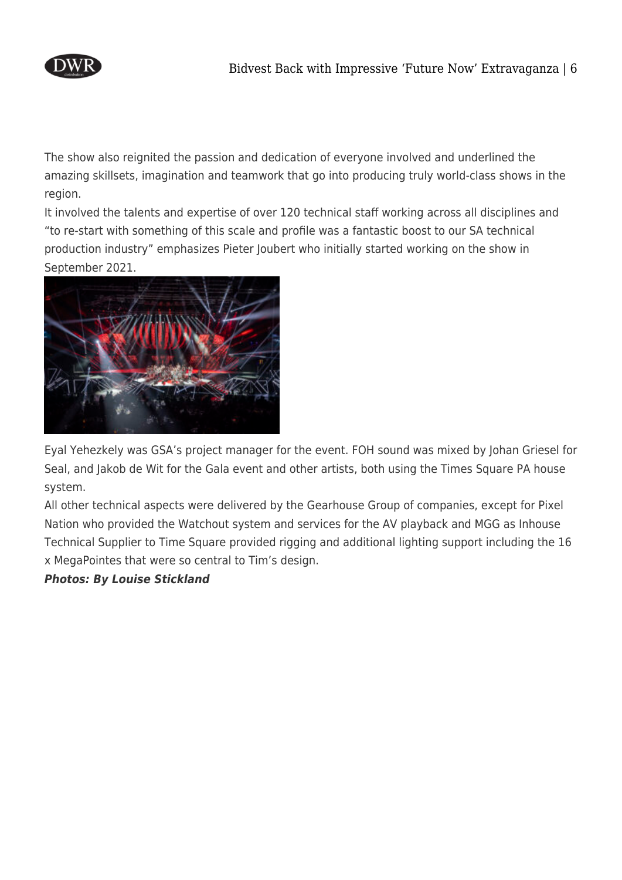The show also reignited the passion and dedication of everyone involved and underlined the amazing skillsets, imagination and teamwork that go into producing truly world-class shows in the region.

It involved the talents and expertise of over 120 technical staff working across all disciplines and "to re-start with something of this scale and profile was a fantastic boost to our SA technical production industry" emphasizes Pieter Joubert who initially started working on the show in September 2021.

Eyal Yehezkely was GSA's project manager for the event. FOH sound was mixed by Johan Griesel for Seal, and Jakob de Wit for the Gala event and other artists, both using the Times Square PA house system.

All other technical aspects were delivered by the Gearhouse Group of companies, except for Pixel Nation who provided the Watchout system and services for the AV playback and MGG as Inhouse Technical Supplier to Time Square provided rigging and additional lighting support including the 16 x MegaPointes that were so central to Tim's design.

***Photos: By Louise Stickland***